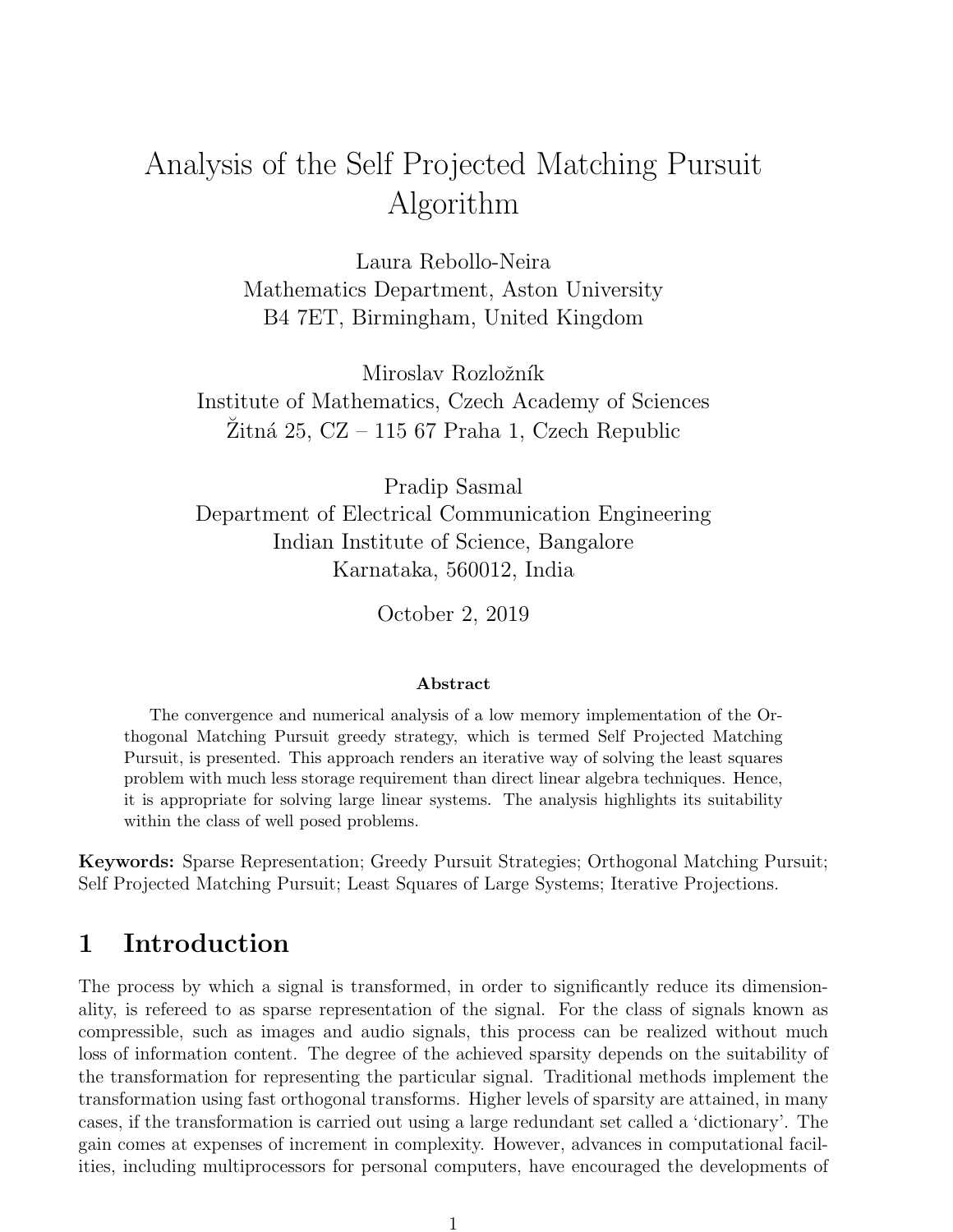# Analysis of the Self Projected Matching Pursuit Algorithm

Laura Rebollo-Neira
Mathematics Department, Aston University
B4 7ET, Birmingham, United Kingdom

Miroslav Rozložník
Institute of Mathematics, Czech Academy of Sciences
Žitná 25, CZ – 115 67 Praha 1, Czech Republic

Pradip Sasmal
Department of Electrical Communication Engineering
Indian Institute of Science, Bangalore
Karnataka, 560012, India

October 2, 2019

**Abstract**

The convergence and numerical analysis of a low memory implementation of the Orthogonal Matching Pursuit greedy strategy, which is termed Self Projected Matching Pursuit, is presented. This approach renders an iterative way of solving the least squares problem with much less storage requirement than direct linear algebra techniques. Hence, it is appropriate for solving large linear systems. The analysis highlights its suitability within the class of well posed problems.

**Keywords:** Sparse Representation; Greedy Pursuit Strategies; Orthogonal Matching Pursuit; Self Projected Matching Pursuit; Least Squares of Large Systems; Iterative Projections.

## 1 Introduction

The process by which a signal is transformed, in order to significantly reduce its dimensionality, is refereed to as sparse representation of the signal. For the class of signals known as compressible, such as images and audio signals, this process can be realized without much loss of information content. The degree of the achieved sparsity depends on the suitability of the transformation for representing the particular signal. Traditional methods implement the transformation using fast orthogonal transforms. Higher levels of sparsity are attained, in many cases, if the transformation is carried out using a large redundant set called a 'dictionary'. The gain comes at expenses of increment in complexity. However, advances in computational facilities, including multiprocessors for personal computers, have encouraged the developments of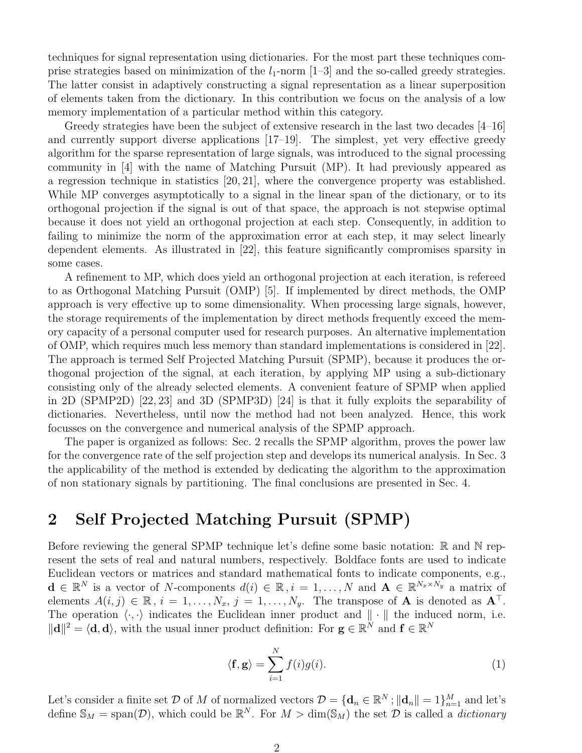techniques for signal representation using dictionaries. For the most part these techniques comprise strategies based on minimization of the $l_1$-norm [1–3] and the so-called greedy strategies. The latter consist in adaptively constructing a signal representation as a linear superposition of elements taken from the dictionary. In this contribution we focus on the analysis of a low memory implementation of a particular method within this category.

Greedy strategies have been the subject of extensive research in the last two decades [4–16] and currently support diverse applications [17–19]. The simplest, yet very effective greedy algorithm for the sparse representation of large signals, was introduced to the signal processing community in [4] with the name of Matching Pursuit (MP). It had previously appeared as a regression technique in statistics [20, 21], where the convergence property was established. While MP converges asymptotically to a signal in the linear span of the dictionary, or to its orthogonal projection if the signal is out of that space, the approach is not stepwise optimal because it does not yield an orthogonal projection at each step. Consequently, in addition to failing to minimize the norm of the approximation error at each step, it may select linearly dependent elements. As illustrated in [22], this feature significantly compromises sparsity in some cases.

A refinement to MP, which does yield an orthogonal projection at each iteration, is refereed to as Orthogonal Matching Pursuit (OMP) [5]. If implemented by direct methods, the OMP approach is very effective up to some dimensionality. When processing large signals, however, the storage requirements of the implementation by direct methods frequently exceed the memory capacity of a personal computer used for research purposes. An alternative implementation of OMP, which requires much less memory than standard implementations is considered in [22]. The approach is termed Self Projected Matching Pursuit (SPMP), because it produces the orthogonal projection of the signal, at each iteration, by applying MP using a sub-dictionary consisting only of the already selected elements. A convenient feature of SPMP when applied in 2D (SPMP2D) [22, 23] and 3D (SPMP3D) [24] is that it fully exploits the separability of dictionaries. Nevertheless, until now the method had not been analyzed. Hence, this work focusses on the convergence and numerical analysis of the SPMP approach.

The paper is organized as follows: Sec. 2 recalls the SPMP algorithm, proves the power law for the convergence rate of the self projection step and develops its numerical analysis. In Sec. 3 the applicability of the method is extended by dedicating the algorithm to the approximation of non stationary signals by partitioning. The final conclusions are presented in Sec. 4.

## 2 Self Projected Matching Pursuit (SPMP)

Before reviewing the general SPMP technique let's define some basic notation: $\mathbb{R}$ and $\mathbb{N}$ represent the sets of real and natural numbers, respectively. Boldface fonts are used to indicate Euclidean vectors or matrices and standard mathematical fonts to indicate components, e.g., $\mathbf{d} \in \mathbb{R}^N$ is a vector of $N$-components $d(i) \in \mathbb{R}\,, i = 1, \ldots, N$ and $\mathbf{A} \in \mathbb{R}^{N_x \times N_y}$ a matrix of elements $A(i, j) \in \mathbb{R}\,, i = 1, \ldots, N_x,\, j = 1, \ldots, N_y$. The transpose of $\mathbf{A}$ is denoted as $\mathbf{A}^\top$. The operation $\langle \cdot, \cdot \rangle$ indicates the Euclidean inner product and $\| \cdot \|$ the induced norm, i.e. $\|\mathbf{d}\|^2 = \langle \mathbf{d}, \mathbf{d} \rangle$, with the usual inner product definition: For $\mathbf{g} \in \mathbb{R}^N$ and $\mathbf{f} \in \mathbb{R}^N$

$$\langle \mathbf{f}, \mathbf{g} \rangle = \sum_{i=1}^{N} f(i)g(i). \tag{1}$$

Let's consider a finite set $\mathcal{D}$ of $M$ of normalized vectors $\mathcal{D} = \{\mathbf{d}_n \in \mathbb{R}^N \,; \|\mathbf{d}_n\| = 1\}_{n=1}^{M}$ and let's define $\mathbb{S}_M = \text{span}(\mathcal{D})$, which could be $\mathbb{R}^N$. For $M > \dim(\mathbb{S}_M)$ the set $\mathcal{D}$ is called a *dictionary*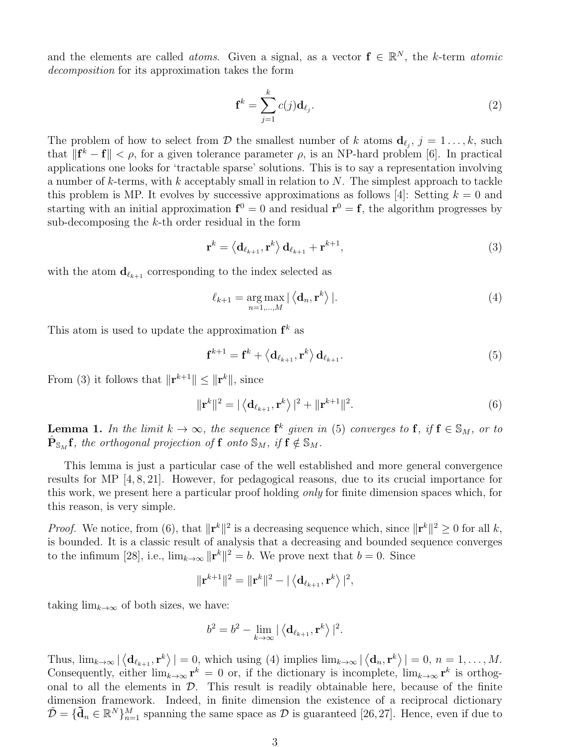and the elements are called *atoms*. Given a signal, as a vector $\mathbf{f} \in \mathbb{R}^N$, the $k$-term *atomic decomposition* for its approximation takes the form

$$\mathbf{f}^k = \sum_{j=1}^{k} c(j)\mathbf{d}_{\ell_j}. \tag{2}$$

The problem of how to select from $\mathcal{D}$ the smallest number of $k$ atoms $\mathbf{d}_{\ell_j}$, $j = 1 \ldots, k$, such that $\|\mathbf{f}^k - \mathbf{f}\| < \rho$, for a given tolerance parameter $\rho$, is an NP-hard problem [6]. In practical applications one looks for 'tractable sparse' solutions. This is to say a representation involving a number of $k$-terms, with $k$ acceptably small in relation to $N$. The simplest approach to tackle this problem is MP. It evolves by successive approximations as follows [4]: Setting $k = 0$ and starting with an initial approximation $\mathbf{f}^0 = 0$ and residual $\mathbf{r}^0 = \mathbf{f}$, the algorithm progresses by sub-decomposing the $k$-th order residual in the form

$$\mathbf{r}^k = \left\langle \mathbf{d}_{\ell_{k+1}}, \mathbf{r}^k \right\rangle \mathbf{d}_{\ell_{k+1}} + \mathbf{r}^{k+1}, \tag{3}$$

with the atom $\mathbf{d}_{\ell_{k+1}}$ corresponding to the index selected as

$$\ell_{k+1} = \operatorname*{arg\,max}_{n=1,\ldots,M} |\left\langle \mathbf{d}_n, \mathbf{r}^k \right\rangle|. \tag{4}$$

This atom is used to update the approximation $\mathbf{f}^k$ as

$$\mathbf{f}^{k+1} = \mathbf{f}^k + \left\langle \mathbf{d}_{\ell_{k+1}}, \mathbf{r}^k \right\rangle \mathbf{d}_{\ell_{k+1}}. \tag{5}$$

From (3) it follows that $\|\mathbf{r}^{k+1}\| \leq \|\mathbf{r}^k\|$, since

$$\|\mathbf{r}^k\|^2 = |\left\langle \mathbf{d}_{\ell_{k+1}}, \mathbf{r}^k \right\rangle|^2 + \|\mathbf{r}^{k+1}\|^2. \tag{6}$$

**Lemma 1.** *In the limit $k \to \infty$, the sequence $\mathbf{f}^k$ given in (5) converges to $\mathbf{f}$, if $\mathbf{f} \in \mathbb{S}_M$, or to $\hat{\mathbf{P}}_{\mathbb{S}_M}\mathbf{f}$, the orthogonal projection of $\mathbf{f}$ onto $\mathbb{S}_M$, if $\mathbf{f} \notin \mathbb{S}_M$.*

This lemma is just a particular case of the well established and more general convergence results for MP [4, 8, 21]. However, for pedagogical reasons, due to its crucial importance for this work, we present here a particular proof holding *only* for finite dimension spaces which, for this reason, is very simple.

*Proof.* We notice, from (6), that $\|\mathbf{r}^k\|^2$ is a decreasing sequence which, since $\|\mathbf{r}^k\|^2 \geq 0$ for all $k$, is bounded. It is a classic result of analysis that a decreasing and bounded sequence converges to the infimum [28], i.e., $\lim_{k\to\infty} \|\mathbf{r}^k\|^2 = b$. We prove next that $b = 0$. Since

$$\|\mathbf{r}^{k+1}\|^2 = \|\mathbf{r}^k\|^2 - |\left\langle \mathbf{d}_{\ell_{k+1}}, \mathbf{r}^k \right\rangle|^2,$$

taking $\lim_{k\to\infty}$ of both sizes, we have:

$$b^2 = b^2 - \lim_{k\to\infty} |\left\langle \mathbf{d}_{\ell_{k+1}}, \mathbf{r}^k \right\rangle|^2.$$

Thus, $\lim_{k\to\infty} |\left\langle \mathbf{d}_{\ell_{k+1}}, \mathbf{r}^k \right\rangle| = 0$, which using (4) implies $\lim_{k\to\infty} |\left\langle \mathbf{d}_n, \mathbf{r}^k \right\rangle| = 0$, $n = 1, \ldots, M$. Consequently, either $\lim_{k\to\infty} \mathbf{r}^k = 0$ or, if the dictionary is incomplete, $\lim_{k\to\infty} \mathbf{r}^k$ is orthogonal to all the elements in $\mathcal{D}$. This result is readily obtainable here, because of the finite dimension framework. Indeed, in finite dimension the existence of a reciprocal dictionary $\tilde{\mathcal{D}} = \{\tilde{\mathbf{d}}_n \in \mathbb{R}^N\}_{n=1}^M$ spanning the same space as $\mathcal{D}$ is guaranteed [26, 27]. Hence, even if due to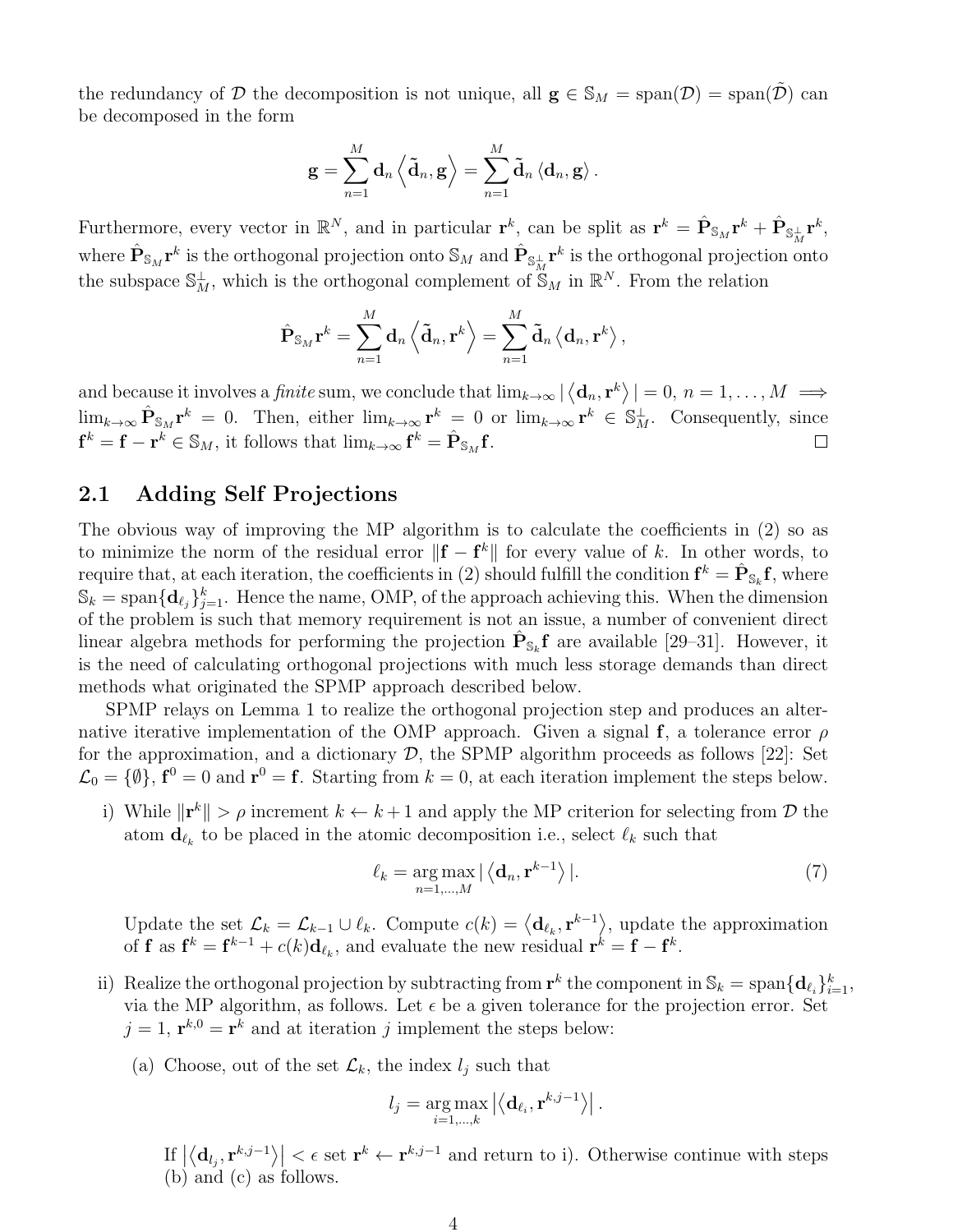the redundancy of $\mathcal{D}$ the decomposition is not unique, all $\mathbf{g} \in \mathbb{S}_M = \operatorname{span}(\mathcal{D}) = \operatorname{span}(\tilde{\mathcal{D}})$ can be decomposed in the form

$$\mathbf{g} = \sum_{n=1}^{M} \mathbf{d}_n \left\langle \tilde{\mathbf{d}}_n, \mathbf{g} \right\rangle = \sum_{n=1}^{M} \tilde{\mathbf{d}}_n \left\langle \mathbf{d}_n, \mathbf{g} \right\rangle .$$

Furthermore, every vector in $\mathbb{R}^N$, and in particular $\mathbf{r}^k$, can be split as $\mathbf{r}^k = \hat{\mathbf{P}}_{\mathbb{S}_M}\mathbf{r}^k + \hat{\mathbf{P}}_{\mathbb{S}_M^\perp}\mathbf{r}^k$, where $\hat{\mathbf{P}}_{\mathbb{S}_M}\mathbf{r}^k$ is the orthogonal projection onto $\mathbb{S}_M$ and $\hat{\mathbf{P}}_{\mathbb{S}_M^\perp}\mathbf{r}^k$ is the orthogonal projection onto the subspace $\mathbb{S}_M^\perp$, which is the orthogonal complement of $\mathbb{S}_M$ in $\mathbb{R}^N$. From the relation

$$\hat{\mathbf{P}}_{\mathbb{S}_M}\mathbf{r}^k = \sum_{n=1}^{M} \mathbf{d}_n \left\langle \tilde{\mathbf{d}}_n, \mathbf{r}^k \right\rangle = \sum_{n=1}^{M} \tilde{\mathbf{d}}_n \left\langle \mathbf{d}_n, \mathbf{r}^k \right\rangle ,$$

and because it involves a *finite* sum, we conclude that $\lim_{k\to\infty} |\left\langle \mathbf{d}_n, \mathbf{r}^k \right\rangle| = 0,\ n = 1, \dots, M \implies \lim_{k\to\infty} \hat{\mathbf{P}}_{\mathbb{S}_M}\mathbf{r}^k = 0$. Then, either $\lim_{k\to\infty} \mathbf{r}^k = 0$ or $\lim_{k\to\infty} \mathbf{r}^k \in \mathbb{S}_M^\perp$. Consequently, since $\mathbf{f}^k = \mathbf{f} - \mathbf{r}^k \in \mathbb{S}_M$, it follows that $\lim_{k\to\infty} \mathbf{f}^k = \hat{\mathbf{P}}_{\mathbb{S}_M}\mathbf{f}$. □

## 2.1 Adding Self Projections

The obvious way of improving the MP algorithm is to calculate the coefficients in (2) so as to minimize the norm of the residual error $\|\mathbf{f} - \mathbf{f}^k\|$ for every value of $k$. In other words, to require that, at each iteration, the coefficients in (2) should fulfill the condition $\mathbf{f}^k = \hat{\mathbf{P}}_{\mathbb{S}_k}\mathbf{f}$, where $\mathbb{S}_k = \operatorname{span}\{\mathbf{d}_{\ell_j}\}_{j=1}^k$. Hence the name, OMP, of the approach achieving this. When the dimension of the problem is such that memory requirement is not an issue, a number of convenient direct linear algebra methods for performing the projection $\hat{\mathbf{P}}_{\mathbb{S}_k}\mathbf{f}$ are available [29–31]. However, it is the need of calculating orthogonal projections with much less storage demands than direct methods what originated the SPMP approach described below.

SPMP relays on Lemma 1 to realize the orthogonal projection step and produces an alternative iterative implementation of the OMP approach. Given a signal $\mathbf{f}$, a tolerance error $\rho$ for the approximation, and a dictionary $\mathcal{D}$, the SPMP algorithm proceeds as follows [22]: Set $\mathcal{L}_0 = \{\emptyset\}$, $\mathbf{f}^0 = 0$ and $\mathbf{r}^0 = \mathbf{f}$. Starting from $k = 0$, at each iteration implement the steps below.

i) While $\|\mathbf{r}^k\| > \rho$ increment $k \leftarrow k+1$ and apply the MP criterion for selecting from $\mathcal{D}$ the atom $\mathbf{d}_{\ell_k}$ to be placed in the atomic decomposition i.e., select $\ell_k$ such that

$$\ell_k = \operatorname*{arg\,max}_{n=1,\dots,M} |\left\langle \mathbf{d}_n, \mathbf{r}^{k-1} \right\rangle|. \tag{7}$$

Update the set $\mathcal{L}_k = \mathcal{L}_{k-1} \cup \ell_k$. Compute $c(k) = \left\langle \mathbf{d}_{\ell_k}, \mathbf{r}^{k-1} \right\rangle$, update the approximation of $\mathbf{f}$ as $\mathbf{f}^k = \mathbf{f}^{k-1} + c(k)\mathbf{d}_{\ell_k}$, and evaluate the new residual $\mathbf{r}^k = \mathbf{f} - \mathbf{f}^k$.

ii) Realize the orthogonal projection by subtracting from $\mathbf{r}^k$ the component in $\mathbb{S}_k = \operatorname{span}\{\mathbf{d}_{\ell_i}\}_{i=1}^k$, via the MP algorithm, as follows. Let $\epsilon$ be a given tolerance for the projection error. Set $j = 1$, $\mathbf{r}^{k,0} = \mathbf{r}^k$ and at iteration $j$ implement the steps below:

(a) Choose, out of the set $\mathcal{L}_k$, the index $l_j$ such that

$$l_j = \operatorname*{arg\,max}_{i=1,\dots,k} \left|\left\langle \mathbf{d}_{\ell_i}, \mathbf{r}^{k,j-1} \right\rangle\right| .$$

If $\left|\left\langle \mathbf{d}_{l_j}, \mathbf{r}^{k,j-1} \right\rangle\right| < \epsilon$ set $\mathbf{r}^k \leftarrow \mathbf{r}^{k,j-1}$ and return to i). Otherwise continue with steps (b) and (c) as follows.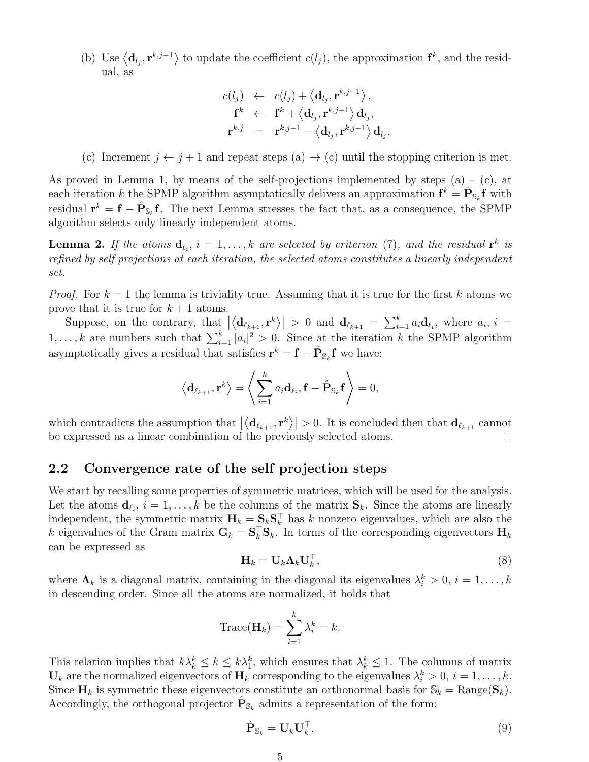(b) Use $\langle \mathbf{d}_{l_j}, \mathbf{r}^{k,j-1} \rangle$ to update the coefficient $c(l_j)$, the approximation $\mathbf{f}^k$, and the residual, as

$$\begin{aligned} c(l_j) &\leftarrow c(l_j) + \langle \mathbf{d}_{l_j}, \mathbf{r}^{k,j-1} \rangle, \\ \mathbf{f}^k &\leftarrow \mathbf{f}^k + \langle \mathbf{d}_{l_j}, \mathbf{r}^{k,j-1} \rangle \mathbf{d}_{l_j}, \\ \mathbf{r}^{k,j} &= \mathbf{r}^{k,j-1} - \langle \mathbf{d}_{l_j}, \mathbf{r}^{k,j-1} \rangle \mathbf{d}_{l_j}. \end{aligned}$$

(c) Increment $j \leftarrow j+1$ and repeat steps (a) $\rightarrow$ (c) until the stopping criterion is met.

As proved in Lemma 1, by means of the self-projections implemented by steps (a) – (c), at each iteration $k$ the SPMP algorithm asymptotically delivers an approximation $\mathbf{f}^k = \hat{\mathbf{P}}_{\mathbb{S}_k}\mathbf{f}$ with residual $\mathbf{r}^k = \mathbf{f} - \hat{\mathbf{P}}_{\mathbb{S}_k}\mathbf{f}$. The next Lemma stresses the fact that, as a consequence, the SPMP algorithm selects only linearly independent atoms.

**Lemma 2.** *If the atoms $\mathbf{d}_{\ell_i}$, $i = 1, \ldots, k$ are selected by criterion (7), and the residual $\mathbf{r}^k$ is refined by self projections at each iteration, the selected atoms constitutes a linearly independent set.*

*Proof.* For $k = 1$ the lemma is triviality true. Assuming that it is true for the first $k$ atoms we prove that it is true for $k+1$ atoms.

Suppose, on the contrary, that $|\langle \mathbf{d}_{\ell_{k+1}}, \mathbf{r}^k \rangle| > 0$ and $\mathbf{d}_{\ell_{k+1}} = \sum_{i=1}^k a_i \mathbf{d}_{\ell_i}$, where $a_i$, $i = 1, \ldots, k$ are numbers such that $\sum_{i=1}^k |a_i|^2 > 0$. Since at the iteration $k$ the SPMP algorithm asymptotically gives a residual that satisfies $\mathbf{r}^k = \mathbf{f} - \hat{\mathbf{P}}_{\mathbb{S}_k}\mathbf{f}$ we have:

$$\langle \mathbf{d}_{\ell_{k+1}}, \mathbf{r}^k \rangle = \left\langle \sum_{i=1}^k a_i \mathbf{d}_{\ell_i}, \mathbf{f} - \hat{\mathbf{P}}_{\mathbb{S}_k}\mathbf{f} \right\rangle = 0,$$

which contradicts the assumption that $|\langle \mathbf{d}_{\ell_{k+1}}, \mathbf{r}^k \rangle| > 0$. It is concluded then that $\mathbf{d}_{\ell_{k+1}}$ cannot be expressed as a linear combination of the previously selected atoms. $\square$

## 2.2 Convergence rate of the self projection steps

We start by recalling some properties of symmetric matrices, which will be used for the analysis. Let the atoms $\mathbf{d}_{\ell_i}$, $i = 1, \ldots, k$ be the columns of the matrix $\mathbf{S}_k$. Since the atoms are linearly independent, the symmetric matrix $\mathbf{H}_k = \mathbf{S}_k \mathbf{S}_k^\top$ has $k$ nonzero eigenvalues, which are also the $k$ eigenvalues of the Gram matrix $\mathbf{G}_k = \mathbf{S}_k^\top \mathbf{S}_k$. In terms of the corresponding eigenvectors $\mathbf{H}_k$ can be expressed as

$$\mathbf{H}_k = \mathbf{U}_k \mathbf{\Lambda}_k \mathbf{U}_k^\top, \tag{8}$$

where $\mathbf{\Lambda}_k$ is a diagonal matrix, containing in the diagonal its eigenvalues $\lambda_i^k > 0$, $i = 1, \ldots, k$ in descending order. Since all the atoms are normalized, it holds that

$$\text{Trace}(\mathbf{H}_k) = \sum_{i=1}^k \lambda_i^k = k.$$

This relation implies that $k\lambda_k^k \leq k \leq k\lambda_1^k$, which ensures that $\lambda_k^k \leq 1$. The columns of matrix $\mathbf{U}_k$ are the normalized eigenvectors of $\mathbf{H}_k$ corresponding to the eigenvalues $\lambda_i^k > 0$, $i = 1, \ldots, k$. Since $\mathbf{H}_k$ is symmetric these eigenvectors constitute an orthonormal basis for $\mathbb{S}_k = \text{Range}(\mathbf{S}_k)$. Accordingly, the orthogonal projector $\hat{\mathbf{P}}_{\mathbb{S}_k}$ admits a representation of the form:

$$\hat{\mathbf{P}}_{\mathbb{S}_k} = \mathbf{U}_k \mathbf{U}_k^\top. \tag{9}$$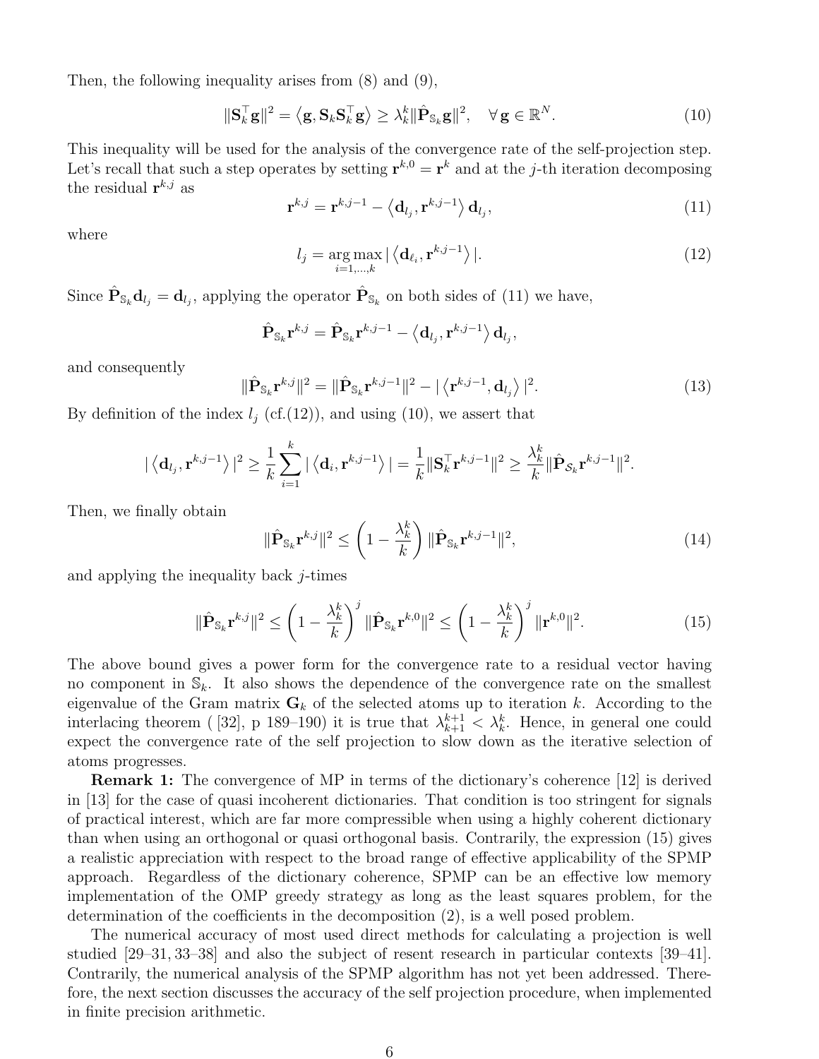Then, the following inequality arises from (8) and (9),

$$\|\mathbf{S}_k^\top \mathbf{g}\|^2 = \left\langle \mathbf{g}, \mathbf{S}_k \mathbf{S}_k^\top \mathbf{g} \right\rangle \geq \lambda_k^k \|\hat{\mathbf{P}}_{\mathbb{S}_k} \mathbf{g}\|^2, \quad \forall\, \mathbf{g} \in \mathbb{R}^N. \tag{10}$$

This inequality will be used for the analysis of the convergence rate of the self-projection step. Let's recall that such a step operates by setting $\mathbf{r}^{k,0} = \mathbf{r}^k$ and at the $j$-th iteration decomposing the residual $\mathbf{r}^{k,j}$ as

$$\mathbf{r}^{k,j} = \mathbf{r}^{k,j-1} - \left\langle \mathbf{d}_{l_j}, \mathbf{r}^{k,j-1} \right\rangle \mathbf{d}_{l_j}, \tag{11}$$

where

$$l_j = \underset{i=1,\dots,k}{\arg\max} \, | \left\langle \mathbf{d}_{\ell_i}, \mathbf{r}^{k,j-1} \right\rangle |. \tag{12}$$

Since $\hat{\mathbf{P}}_{\mathbb{S}_k} \mathbf{d}_{l_j} = \mathbf{d}_{l_j}$, applying the operator $\hat{\mathbf{P}}_{\mathbb{S}_k}$ on both sides of (11) we have,

$$\hat{\mathbf{P}}_{\mathbb{S}_k} \mathbf{r}^{k,j} = \hat{\mathbf{P}}_{\mathbb{S}_k} \mathbf{r}^{k,j-1} - \left\langle \mathbf{d}_{l_j}, \mathbf{r}^{k,j-1} \right\rangle \mathbf{d}_{l_j},$$

and consequently

$$\|\hat{\mathbf{P}}_{\mathbb{S}_k} \mathbf{r}^{k,j}\|^2 = \|\hat{\mathbf{P}}_{\mathbb{S}_k} \mathbf{r}^{k,j-1}\|^2 - | \left\langle \mathbf{r}^{k,j-1}, \mathbf{d}_{l_j} \right\rangle |^2. \tag{13}$$

By definition of the index $l_j$ (cf.(12)), and using (10), we assert that

$$| \left\langle \mathbf{d}_{l_j}, \mathbf{r}^{k,j-1} \right\rangle |^2 \geq \frac{1}{k} \sum_{i=1}^{k} | \left\langle \mathbf{d}_i, \mathbf{r}^{k,j-1} \right\rangle | = \frac{1}{k} \|\mathbf{S}_k^\top \mathbf{r}^{k,j-1}\|^2 \geq \frac{\lambda_k^k}{k} \|\hat{\mathbf{P}}_{\mathcal{S}_k} \mathbf{r}^{k,j-1}\|^2.$$

Then, we finally obtain

$$\|\hat{\mathbf{P}}_{\mathbb{S}_k} \mathbf{r}^{k,j}\|^2 \leq \left(1 - \frac{\lambda_k^k}{k}\right) \|\hat{\mathbf{P}}_{\mathbb{S}_k} \mathbf{r}^{k,j-1}\|^2, \tag{14}$$

and applying the inequality back $j$-times

$$\|\hat{\mathbf{P}}_{\mathbb{S}_k} \mathbf{r}^{k,j}\|^2 \leq \left(1 - \frac{\lambda_k^k}{k}\right)^j \|\hat{\mathbf{P}}_{\mathbb{S}_k} \mathbf{r}^{k,0}\|^2 \leq \left(1 - \frac{\lambda_k^k}{k}\right)^j \|\mathbf{r}^{k,0}\|^2. \tag{15}$$

The above bound gives a power form for the convergence rate to a residual vector having no component in $\mathbb{S}_k$. It also shows the dependence of the convergence rate on the smallest eigenvalue of the Gram matrix $\mathbf{G}_k$ of the selected atoms up to iteration $k$. According to the interlacing theorem ( [32], p 189–190) it is true that $\lambda_{k+1}^{k+1} < \lambda_k^k$. Hence, in general one could expect the convergence rate of the self projection to slow down as the iterative selection of atoms progresses.

**Remark 1:** The convergence of MP in terms of the dictionary's coherence [12] is derived in [13] for the case of quasi incoherent dictionaries. That condition is too stringent for signals of practical interest, which are far more compressible when using a highly coherent dictionary than when using an orthogonal or quasi orthogonal basis. Contrarily, the expression (15) gives a realistic appreciation with respect to the broad range of effective applicability of the SPMP approach. Regardless of the dictionary coherence, SPMP can be an effective low memory implementation of the OMP greedy strategy as long as the least squares problem, for the determination of the coefficients in the decomposition (2), is a well posed problem.

The numerical accuracy of most used direct methods for calculating a projection is well studied [29–31, 33–38] and also the subject of resent research in particular contexts [39–41]. Contrarily, the numerical analysis of the SPMP algorithm has not yet been addressed. Therefore, the next section discusses the accuracy of the self projection procedure, when implemented in finite precision arithmetic.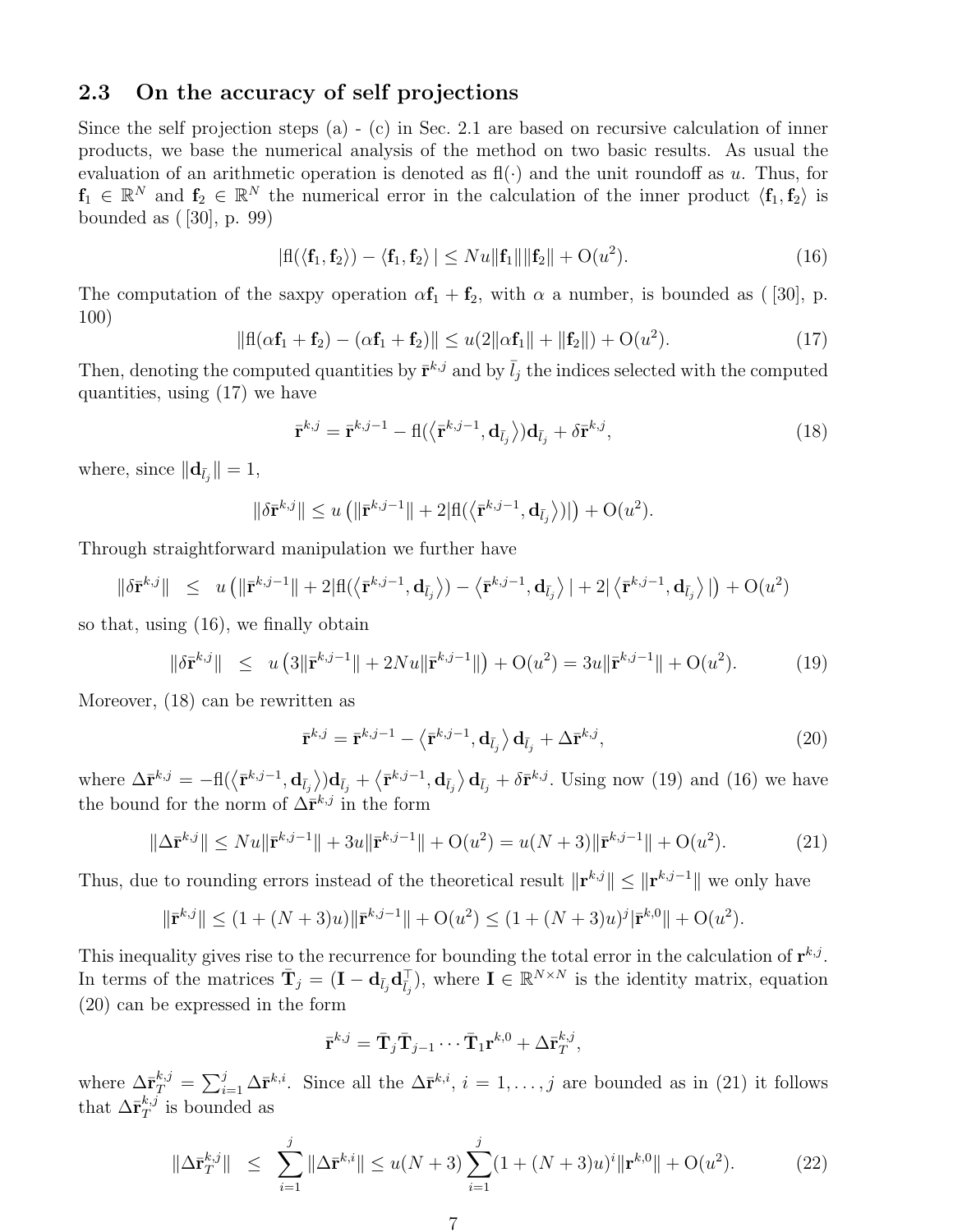## 2.3 On the accuracy of self projections

Since the self projection steps (a) - (c) in Sec. 2.1 are based on recursive calculation of inner products, we base the numerical analysis of the method on two basic results. As usual the evaluation of an arithmetic operation is denoted as $\mathrm{fl}(\cdot)$ and the unit roundoff as $u$. Thus, for $\mathbf{f}_1 \in \mathbb{R}^N$ and $\mathbf{f}_2 \in \mathbb{R}^N$ the numerical error in the calculation of the inner product $\langle \mathbf{f}_1, \mathbf{f}_2 \rangle$ is bounded as ( [30], p. 99)

$$|\mathrm{fl}(\langle \mathbf{f}_1, \mathbf{f}_2 \rangle) - \langle \mathbf{f}_1, \mathbf{f}_2 \rangle| \leq Nu\|\mathbf{f}_1\|\|\mathbf{f}_2\| + \mathrm{O}(u^2). \tag{16}$$

The computation of the saxpy operation $\alpha \mathbf{f}_1 + \mathbf{f}_2$, with $\alpha$ a number, is bounded as ( [30], p. 100)

$$\|\mathrm{fl}(\alpha \mathbf{f}_1 + \mathbf{f}_2) - (\alpha \mathbf{f}_1 + \mathbf{f}_2)\| \leq u(2\|\alpha \mathbf{f}_1\| + \|\mathbf{f}_2\|) + \mathrm{O}(u^2). \tag{17}$$

Then, denoting the computed quantities by $\bar{\mathbf{r}}^{k,j}$ and by $\bar{l}_j$ the indices selected with the computed quantities, using (17) we have

$$\bar{\mathbf{r}}^{k,j} = \bar{\mathbf{r}}^{k,j-1} - \mathrm{fl}(\langle \bar{\mathbf{r}}^{k,j-1}, \mathbf{d}_{\bar{l}_j} \rangle)\mathbf{d}_{\bar{l}_j} + \delta\bar{\mathbf{r}}^{k,j}, \tag{18}$$

where, since $\|\mathbf{d}_{\bar{l}_j}\| = 1$,

$$\|\delta\bar{\mathbf{r}}^{k,j}\| \leq u\left(\|\bar{\mathbf{r}}^{k,j-1}\| + 2|\mathrm{fl}(\langle \bar{\mathbf{r}}^{k,j-1}, \mathbf{d}_{\bar{l}_j} \rangle)|\right) + \mathrm{O}(u^2).$$

Through straightforward manipulation we further have

$$\|\delta\bar{\mathbf{r}}^{k,j}\| \leq u\left(\|\bar{\mathbf{r}}^{k,j-1}\| + 2|\mathrm{fl}(\langle \bar{\mathbf{r}}^{k,j-1}, \mathbf{d}_{\bar{l}_j} \rangle) - \langle \bar{\mathbf{r}}^{k,j-1}, \mathbf{d}_{\bar{l}_j} \rangle| + 2|\langle \bar{\mathbf{r}}^{k,j-1}, \mathbf{d}_{\bar{l}_j} \rangle|\right) + \mathrm{O}(u^2)$$

so that, using (16), we finally obtain

$$\|\delta\bar{\mathbf{r}}^{k,j}\| \leq u\left(3\|\bar{\mathbf{r}}^{k,j-1}\| + 2Nu\|\bar{\mathbf{r}}^{k,j-1}\|\right) + \mathrm{O}(u^2) = 3u\|\bar{\mathbf{r}}^{k,j-1}\| + \mathrm{O}(u^2). \tag{19}$$

Moreover, (18) can be rewritten as

$$\bar{\mathbf{r}}^{k,j} = \bar{\mathbf{r}}^{k,j-1} - \langle \bar{\mathbf{r}}^{k,j-1}, \mathbf{d}_{\bar{l}_j} \rangle \mathbf{d}_{\bar{l}_j} + \Delta\bar{\mathbf{r}}^{k,j}, \tag{20}$$

where $\Delta\bar{\mathbf{r}}^{k,j} = -\mathrm{fl}(\langle \bar{\mathbf{r}}^{k,j-1}, \mathbf{d}_{\bar{l}_j} \rangle)\mathbf{d}_{\bar{l}_j} + \langle \bar{\mathbf{r}}^{k,j-1}, \mathbf{d}_{\bar{l}_j} \rangle \mathbf{d}_{\bar{l}_j} + \delta\bar{\mathbf{r}}^{k,j}$. Using now (19) and (16) we have the bound for the norm of $\Delta\bar{\mathbf{r}}^{k,j}$ in the form

$$\|\Delta\bar{\mathbf{r}}^{k,j}\| \leq Nu\|\bar{\mathbf{r}}^{k,j-1}\| + 3u\|\bar{\mathbf{r}}^{k,j-1}\| + \mathrm{O}(u^2) = u(N+3)\|\bar{\mathbf{r}}^{k,j-1}\| + \mathrm{O}(u^2). \tag{21}$$

Thus, due to rounding errors instead of the theoretical result $\|\mathbf{r}^{k,j}\| \leq \|\mathbf{r}^{k,j-1}\|$ we only have

$$\|\bar{\mathbf{r}}^{k,j}\| \leq (1 + (N+3)u)\|\bar{\mathbf{r}}^{k,j-1}\| + \mathrm{O}(u^2) \leq (1 + (N+3)u)^j|\bar{\mathbf{r}}^{k,0}\| + \mathrm{O}(u^2).$$

This inequality gives rise to the recurrence for bounding the total error in the calculation of $\mathbf{r}^{k,j}$. In terms of the matrices $\bar{\mathbf{T}}_j = (\mathbf{I} - \mathbf{d}_{\bar{l}_j}\mathbf{d}_{\bar{l}_j}^\top)$, where $\mathbf{I} \in \mathbb{R}^{N \times N}$ is the identity matrix, equation (20) can be expressed in the form

$$\bar{\mathbf{r}}^{k,j} = \bar{\mathbf{T}}_j\bar{\mathbf{T}}_{j-1}\cdots\bar{\mathbf{T}}_1\mathbf{r}^{k,0} + \Delta\bar{\mathbf{r}}_T^{k,j},$$

where $\Delta\bar{\mathbf{r}}_T^{k,j} = \sum_{i=1}^{j}\Delta\bar{\mathbf{r}}^{k,i}$. Since all the $\Delta\bar{\mathbf{r}}^{k,i}$, $i = 1, \ldots, j$ are bounded as in (21) it follows that $\Delta\bar{\mathbf{r}}_T^{k,j}$ is bounded as

$$\|\Delta\bar{\mathbf{r}}_T^{k,j}\| \leq \sum_{i=1}^{j}\|\Delta\bar{\mathbf{r}}^{k,i}\| \leq u(N+3)\sum_{i=1}^{j}(1 + (N+3)u)^i\|\mathbf{r}^{k,0}\| + \mathrm{O}(u^2). \tag{22}$$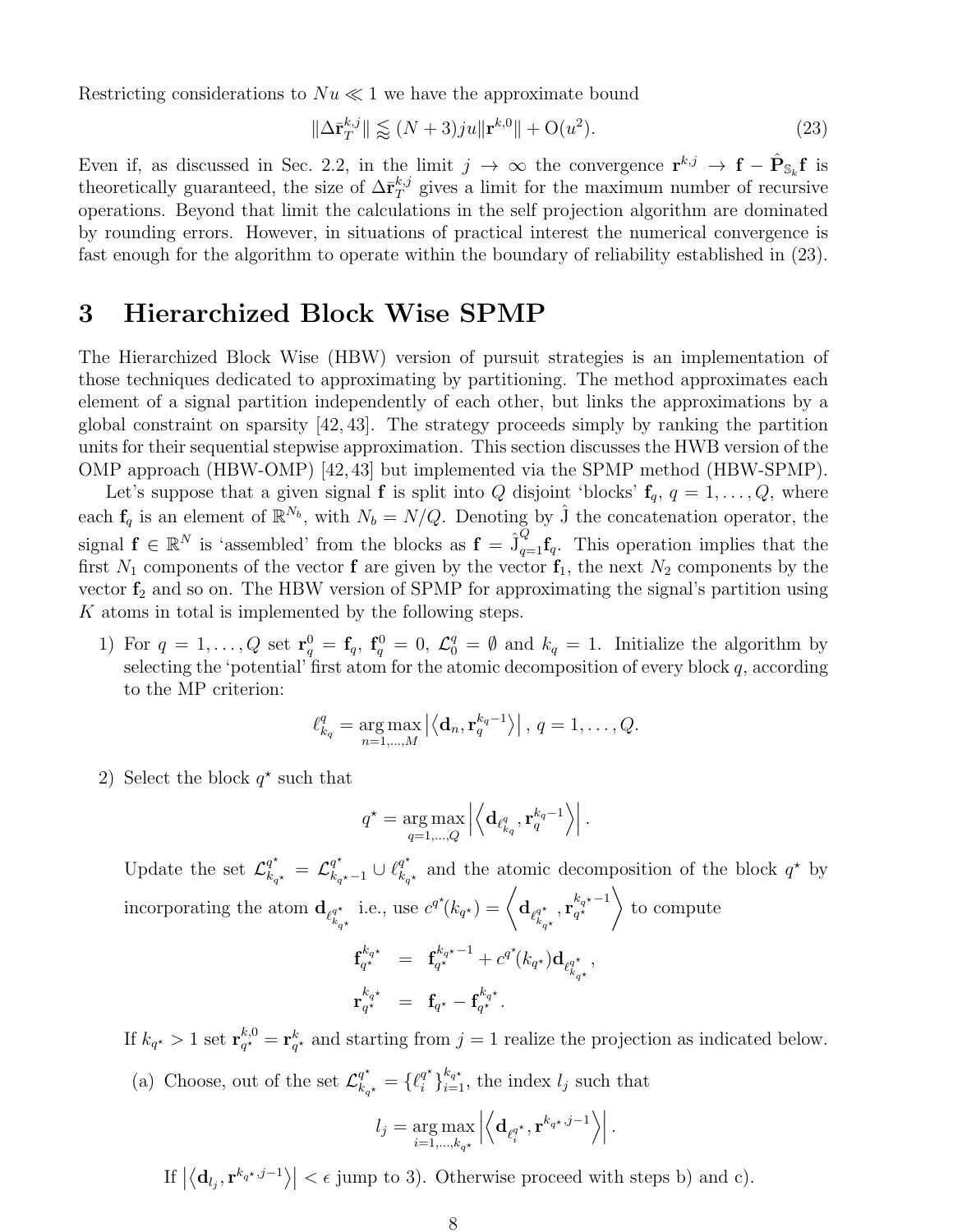Restricting considerations to $Nu \ll 1$ we have the approximate bound

$$\|\Delta\bar{\mathbf{r}}_T^{k,j}\| \lessapprox (N+3)ju\|\mathbf{r}^{k,0}\| + \mathrm{O}(u^2). \tag{23}$$

Even if, as discussed in Sec. 2.2, in the limit $j \to \infty$ the convergence $\mathbf{r}^{k,j} \to \mathbf{f} - \hat{\mathbf{P}}_{\mathbb{S}_k}\mathbf{f}$ is theoretically guaranteed, the size of $\Delta\bar{\mathbf{r}}_T^{k,j}$ gives a limit for the maximum number of recursive operations. Beyond that limit the calculations in the self projection algorithm are dominated by rounding errors. However, in situations of practical interest the numerical convergence is fast enough for the algorithm to operate within the boundary of reliability established in (23).

# 3 Hierarchized Block Wise SPMP

The Hierarchized Block Wise (HBW) version of pursuit strategies is an implementation of those techniques dedicated to approximating by partitioning. The method approximates each element of a signal partition independently of each other, but links the approximations by a global constraint on sparsity [42, 43]. The strategy proceeds simply by ranking the partition units for their sequential stepwise approximation. This section discusses the HWB version of the OMP approach (HBW-OMP) [42,43] but implemented via the SPMP method (HBW-SPMP).

Let's suppose that a given signal $\mathbf{f}$ is split into $Q$ disjoint 'blocks' $\mathbf{f}_q$, $q = 1, \ldots, Q$, where each $\mathbf{f}_q$ is an element of $\mathbb{R}^{N_b}$, with $N_b = N/Q$. Denoting by $\hat{\mathrm{J}}$ the concatenation operator, the signal $\mathbf{f} \in \mathbb{R}^N$ is 'assembled' from the blocks as $\mathbf{f} = \hat{\mathrm{J}}_{q=1}^{Q}\mathbf{f}_q$. This operation implies that the first $N_1$ components of the vector $\mathbf{f}$ are given by the vector $\mathbf{f}_1$, the next $N_2$ components by the vector $\mathbf{f}_2$ and so on. The HBW version of SPMP for approximating the signal's partition using $K$ atoms in total is implemented by the following steps.

1) For $q = 1, \ldots, Q$ set $\mathbf{r}_q^0 = \mathbf{f}_q$, $\mathbf{f}_q^0 = 0$, $\mathcal{L}_0^q = \emptyset$ and $k_q = 1$. Initialize the algorithm by selecting the 'potential' first atom for the atomic decomposition of every block $q$, according to the MP criterion:

$$\ell_{k_q}^q = \operatorname*{arg\,max}_{n=1,\ldots,M} \left|\langle \mathbf{d}_n, \mathbf{r}_q^{k_q-1}\rangle\right|, \; q = 1, \ldots, Q.$$

2) Select the block $q^\star$ such that

$$q^\star = \operatorname*{arg\,max}_{q=1,\ldots,Q} \left|\left\langle \mathbf{d}_{\ell_{k_q}^q}, \mathbf{r}_q^{k_q-1}\right\rangle\right|.$$

Update the set $\mathcal{L}_{k_{q^\star}}^{q^\star} = \mathcal{L}_{k_{q^\star}-1}^{q^\star} \cup \ell_{k_{q^\star}}^{q^\star}$ and the atomic decomposition of the block $q^\star$ by incorporating the atom $\mathbf{d}_{\ell_{k_{q^\star}}^{q^\star}}$ i.e., use $c^{q^\star}(k_{q^\star}) = \left\langle \mathbf{d}_{\ell_{k_{q^\star}}^{q^\star}}, \mathbf{r}_{q^\star}^{k_{q^\star}-1}\right\rangle$ to compute

$$\begin{aligned}
\mathbf{f}_{q^\star}^{k_{q^\star}} &= \mathbf{f}_{q^\star}^{k_{q^\star}-1} + c^{q^\star}(k_{q^\star})\mathbf{d}_{\ell_{k_{q^\star}}^{q^\star}}, \\
\mathbf{r}_{q^\star}^{k_{q^\star}} &= \mathbf{f}_{q^\star} - \mathbf{f}_{q^\star}^{k_{q^\star}}.
\end{aligned}$$

If $k_{q^\star} > 1$ set $\mathbf{r}_{q^\star}^{k,0} = \mathbf{r}_{q^\star}^{k}$ and starting from $j = 1$ realize the projection as indicated below.

(a) Choose, out of the set $\mathcal{L}_{k_{q^\star}}^{q^\star} = \{\ell_i^{q^\star}\}_{i=1}^{k_{q^\star}}$, the index $l_j$ such that

$$l_j = \operatorname*{arg\,max}_{i=1,\ldots,k_{q^\star}} \left|\left\langle \mathbf{d}_{\ell_i^{q^\star}}, \mathbf{r}^{k_{q^\star},j-1}\right\rangle\right|.$$

If $\left|\left\langle \mathbf{d}_{l_j}, \mathbf{r}^{k_{q^\star},j-1}\right\rangle\right| < \epsilon$ jump to 3). Otherwise proceed with steps b) and c).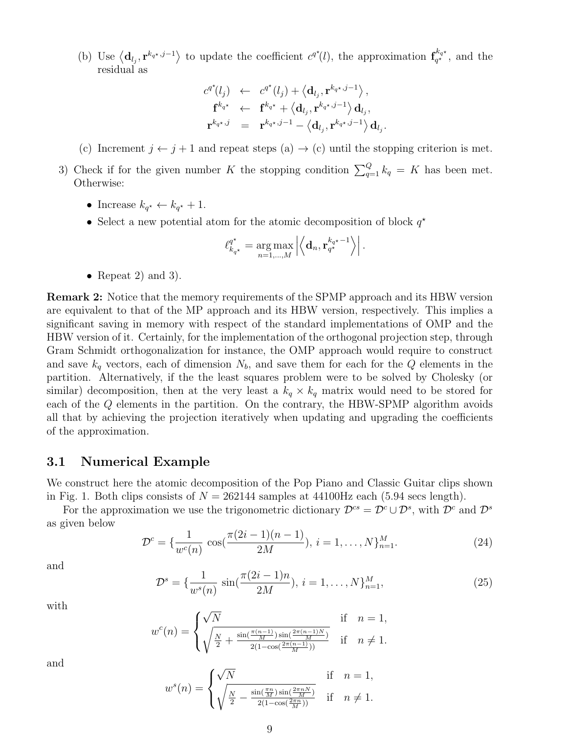(b) Use $\langle \mathbf{d}_{l_j}, \mathbf{r}^{k_{q^\star},j-1} \rangle$ to update the coefficient $c^{q^\star}(l)$, the approximation $\mathbf{f}_{q^\star}^{k_{q^\star}}$, and the residual as

$$
\begin{aligned}
c^{q^\star}(l_j) &\leftarrow c^{q^\star}(l_j) + \langle \mathbf{d}_{l_j}, \mathbf{r}^{k_{q^\star},j-1} \rangle, \\
\mathbf{f}^{k_{q^\star}} &\leftarrow \mathbf{f}^{k_{q^\star}} + \langle \mathbf{d}_{l_j}, \mathbf{r}^{k_{q^\star},j-1} \rangle \mathbf{d}_{l_j}, \\
\mathbf{r}^{k_{q^\star},j} &= \mathbf{r}^{k_{q^\star},j-1} - \langle \mathbf{d}_{l_j}, \mathbf{r}^{k_{q^\star},j-1} \rangle \mathbf{d}_{l_j}.
\end{aligned}
$$

(c) Increment $j \leftarrow j+1$ and repeat steps (a) $\to$ (c) until the stopping criterion is met.

3) Check if for the given number $K$ the stopping condition $\sum_{q=1}^{Q} k_q = K$ has been met. Otherwise:

- Increase $k_{q^\star} \leftarrow k_{q^\star} + 1$.
- Select a new potential atom for the atomic decomposition of block $q^\star$

$$
\ell_{k_{q^\star}}^{q^\star} = \underset{n=1,\ldots,M}{\arg\max} \left| \left\langle \mathbf{d}_n, \mathbf{r}_{q^\star}^{k_{q^\star}-1} \right\rangle \right|.
$$

- Repeat 2) and 3).

**Remark 2:** Notice that the memory requirements of the SPMP approach and its HBW version are equivalent to that of the MP approach and its HBW version, respectively. This implies a significant saving in memory with respect of the standard implementations of OMP and the HBW version of it. Certainly, for the implementation of the orthogonal projection step, through Gram Schmidt orthogonalization for instance, the OMP approach would require to construct and save $k_q$ vectors, each of dimension $N_b$, and save them for each for the $Q$ elements in the partition. Alternatively, if the the least squares problem were to be solved by Cholesky (or similar) decomposition, then at the very least a $k_q \times k_q$ matrix would need to be stored for each of the $Q$ elements in the partition. On the contrary, the HBW-SPMP algorithm avoids all that by achieving the projection iteratively when updating and upgrading the coefficients of the approximation.

### 3.1 Numerical Example

We construct here the atomic decomposition of the Pop Piano and Classic Guitar clips shown in Fig. 1. Both clips consists of $N = 262144$ samples at 44100Hz each (5.94 secs length).

For the approximation we use the trigonometric dictionary $\mathcal{D}^{cs} = \mathcal{D}^c \cup \mathcal{D}^s$, with $\mathcal{D}^c$ and $\mathcal{D}^s$ as given below

$$
\mathcal{D}^c = \{ \frac{1}{w^c(n)} \cos(\frac{\pi(2i-1)(n-1)}{2M}), \, i = 1, \ldots, N \}_{n=1}^{M}. \tag{24}
$$

and

$$
\mathcal{D}^s = \{ \frac{1}{w^s(n)} \sin(\frac{\pi(2i-1)n}{2M}), \, i = 1, \ldots, N \}_{n=1}^{M}, \tag{25}
$$

with

$$
w^c(n) = \begin{cases} \sqrt{N} & \text{if } \; n = 1, \\ \sqrt{\frac{N}{2} + \frac{\sin(\frac{\pi(n-1)}{M}) \sin(\frac{2\pi(n-1)N}{M})}{2(1-\cos(\frac{2\pi(n-1)}{M}))}} & \text{if } \; n \neq 1. \end{cases}
$$

and

$$
w^s(n) = \begin{cases} \sqrt{N} & \text{if } \; n = 1, \\ \sqrt{\frac{N}{2} - \frac{\sin(\frac{\pi n}{M}) \sin(\frac{2\pi n N}{M})}{2(1-\cos(\frac{2\pi n}{M}))}} & \text{if } \; n \neq 1. \end{cases}
$$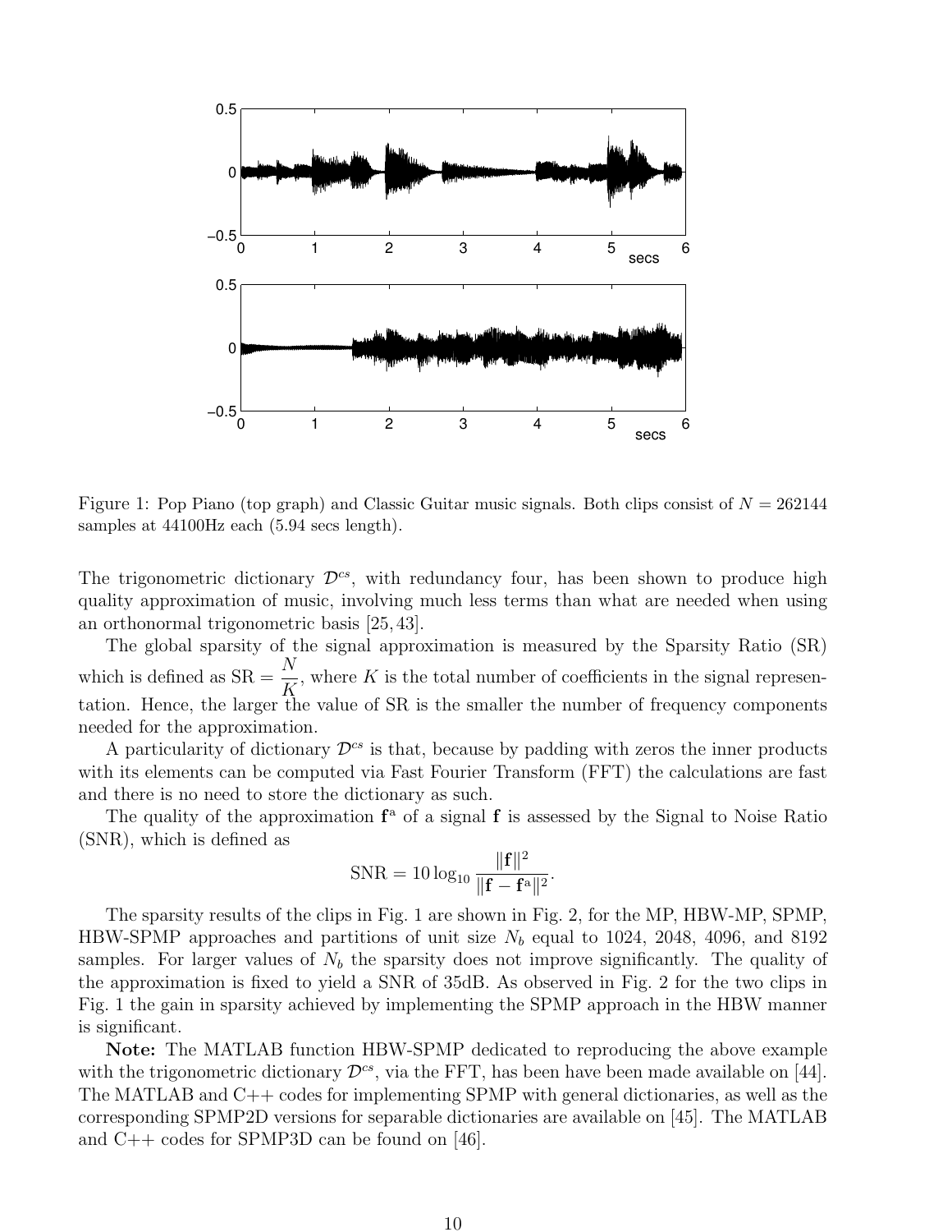Figure 1: Pop Piano (top graph) and Classic Guitar music signals. Both clips consist of $N = 262144$ samples at 44100Hz each (5.94 secs length).

The trigonometric dictionary $\mathcal{D}^{cs}$, with redundancy four, has been shown to produce high quality approximation of music, involving much less terms than what are needed when using an orthonormal trigonometric basis [25, 43].

The global sparsity of the signal approximation is measured by the Sparsity Ratio (SR) which is defined as $\text{SR} = \frac{N}{K}$, where $K$ is the total number of coefficients in the signal representation. Hence, the larger the value of SR is the smaller the number of frequency components needed for the approximation.

A particularity of dictionary $\mathcal{D}^{cs}$ is that, because by padding with zeros the inner products with its elements can be computed via Fast Fourier Transform (FFT) the calculations are fast and there is no need to store the dictionary as such.

The quality of the approximation $\mathbf{f}^{\text{a}}$ of a signal $\mathbf{f}$ is assessed by the Signal to Noise Ratio (SNR), which is defined as

$$\text{SNR} = 10 \log_{10} \frac{\|\mathbf{f}\|^2}{\|\mathbf{f} - \mathbf{f}^{\text{a}}\|^2}.$$

The sparsity results of the clips in Fig. 1 are shown in Fig. 2, for the MP, HBW-MP, SPMP, HBW-SPMP approaches and partitions of unit size $N_b$ equal to 1024, 2048, 4096, and 8192 samples. For larger values of $N_b$ the sparsity does not improve significantly. The quality of the approximation is fixed to yield a SNR of 35dB. As observed in Fig. 2 for the two clips in Fig. 1 the gain in sparsity achieved by implementing the SPMP approach in the HBW manner is significant.

**Note:** The MATLAB function HBW-SPMP dedicated to reproducing the above example with the trigonometric dictionary $\mathcal{D}^{cs}$, via the FFT, has been have been made available on [44]. The MATLAB and C++ codes for implementing SPMP with general dictionaries, as well as the corresponding SPMP2D versions for separable dictionaries are available on [45]. The MATLAB and C++ codes for SPMP3D can be found on [46].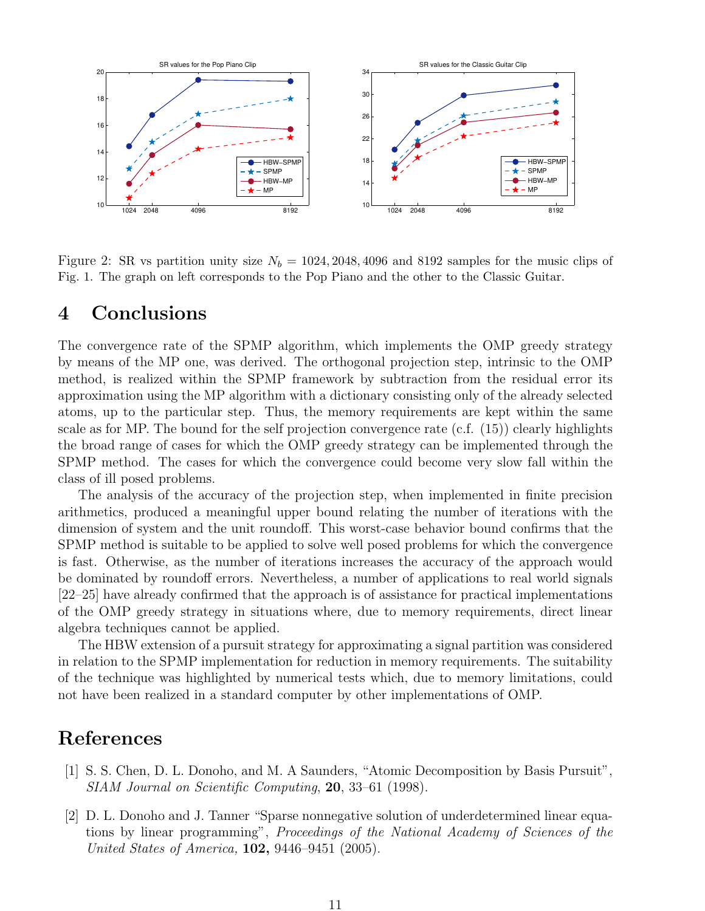Figure 2: SR vs partition unity size $N_b = 1024, 2048, 4096$ and $8192$ samples for the music clips of Fig. 1. The graph on left corresponds to the Pop Piano and the other to the Classic Guitar.

# 4 Conclusions

The convergence rate of the SPMP algorithm, which implements the OMP greedy strategy by means of the MP one, was derived. The orthogonal projection step, intrinsic to the OMP method, is realized within the SPMP framework by subtraction from the residual error its approximation using the MP algorithm with a dictionary consisting only of the already selected atoms, up to the particular step. Thus, the memory requirements are kept within the same scale as for MP. The bound for the self projection convergence rate (c.f. (15)) clearly highlights the broad range of cases for which the OMP greedy strategy can be implemented through the SPMP method. The cases for which the convergence could become very slow fall within the class of ill posed problems.

The analysis of the accuracy of the projection step, when implemented in finite precision arithmetics, produced a meaningful upper bound relating the number of iterations with the dimension of system and the unit roundoff. This worst-case behavior bound confirms that the SPMP method is suitable to be applied to solve well posed problems for which the convergence is fast. Otherwise, as the number of iterations increases the accuracy of the approach would be dominated by roundoff errors. Nevertheless, a number of applications to real world signals [22–25] have already confirmed that the approach is of assistance for practical implementations of the OMP greedy strategy in situations where, due to memory requirements, direct linear algebra techniques cannot be applied.

The HBW extension of a pursuit strategy for approximating a signal partition was considered in relation to the SPMP implementation for reduction in memory requirements. The suitability of the technique was highlighted by numerical tests which, due to memory limitations, could not have been realized in a standard computer by other implementations of OMP.

# References

[1] S. S. Chen, D. L. Donoho, and M. A Saunders, "Atomic Decomposition by Basis Pursuit", *SIAM Journal on Scientific Computing*, **20**, 33–61 (1998).

[2] D. L. Donoho and J. Tanner "Sparse nonnegative solution of underdetermined linear equations by linear programming", *Proceedings of the National Academy of Sciences of the United States of America,* **102,** 9446–9451 (2005).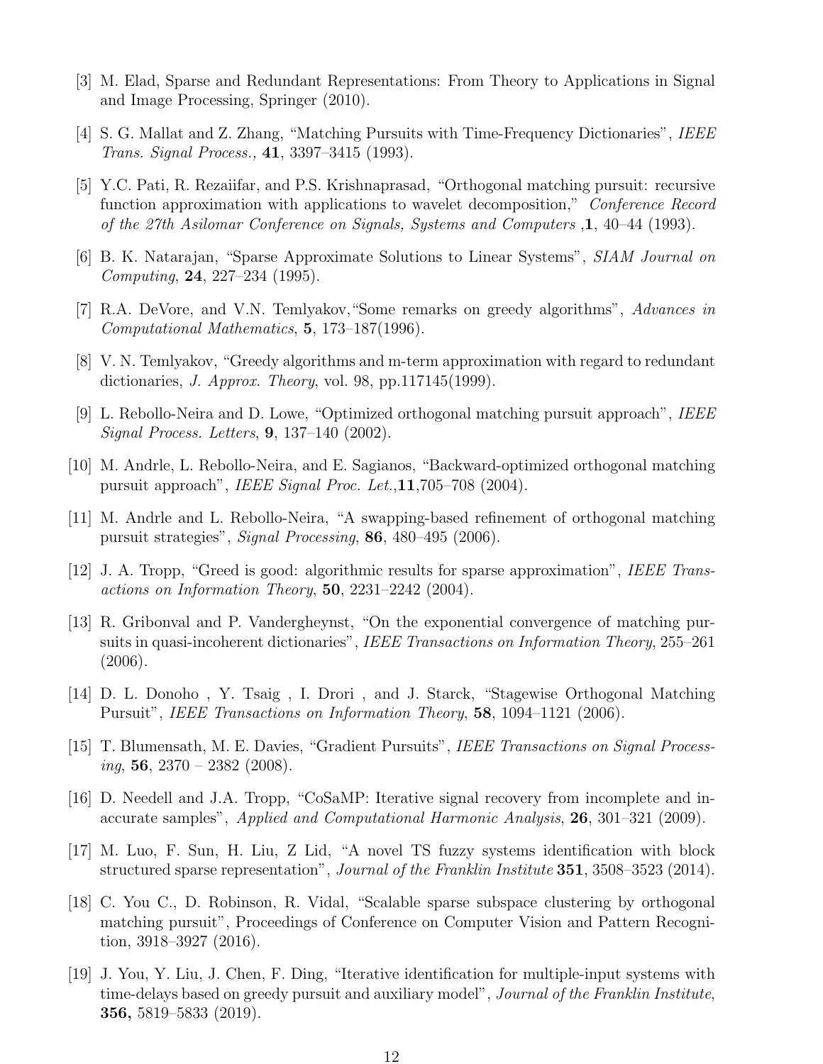[3] M. Elad, Sparse and Redundant Representations: From Theory to Applications in Signal and Image Processing, Springer (2010).

[4] S. G. Mallat and Z. Zhang, "Matching Pursuits with Time-Frequency Dictionaries", *IEEE Trans. Signal Process.,* **41**, 3397–3415 (1993).

[5] Y.C. Pati, R. Rezaiifar, and P.S. Krishnaprasad, "Orthogonal matching pursuit: recursive function approximation with applications to wavelet decomposition," *Conference Record of the 27th Asilomar Conference on Signals, Systems and Computers* ,**1**, 40–44 (1993).

[6] B. K. Natarajan, "Sparse Approximate Solutions to Linear Systems", *SIAM Journal on Computing*, **24**, 227–234 (1995).

[7] R.A. DeVore, and V.N. Temlyakov,"Some remarks on greedy algorithms", *Advances in Computational Mathematics*, **5**, 173–187(1996).

[8] V. N. Temlyakov, "Greedy algorithms and m-term approximation with regard to redundant dictionaries, *J. Approx. Theory*, vol. 98, pp.117145(1999).

[9] L. Rebollo-Neira and D. Lowe, "Optimized orthogonal matching pursuit approach", *IEEE Signal Process. Letters*, **9**, 137–140 (2002).

[10] M. Andrle, L. Rebollo-Neira, and E. Sagianos, "Backward-optimized orthogonal matching pursuit approach", *IEEE Signal Proc. Let.*,**11**,705–708 (2004).

[11] M. Andrle and L. Rebollo-Neira, "A swapping-based refinement of orthogonal matching pursuit strategies", *Signal Processing*, **86**, 480–495 (2006).

[12] J. A. Tropp, "Greed is good: algorithmic results for sparse approximation", *IEEE Transactions on Information Theory*, **50**, 2231–2242 (2004).

[13] R. Gribonval and P. Vandergheynst, "On the exponential convergence of matching pursuits in quasi-incoherent dictionaries", *IEEE Transactions on Information Theory*, 255–261 (2006).

[14] D. L. Donoho , Y. Tsaig , I. Drori , and J. Starck, "Stagewise Orthogonal Matching Pursuit", *IEEE Transactions on Information Theory*, **58**, 1094–1121 (2006).

[15] T. Blumensath, M. E. Davies, "Gradient Pursuits", *IEEE Transactions on Signal Processing*, **56**, 2370 – 2382 (2008).

[16] D. Needell and J.A. Tropp, "CoSaMP: Iterative signal recovery from incomplete and inaccurate samples", *Applied and Computational Harmonic Analysis*, **26**, 301–321 (2009).

[17] M. Luo, F. Sun, H. Liu, Z Lid, "A novel TS fuzzy systems identification with block structured sparse representation", *Journal of the Franklin Institute* **351**, 3508–3523 (2014).

[18] C. You C., D. Robinson, R. Vidal, "Scalable sparse subspace clustering by orthogonal matching pursuit", Proceedings of Conference on Computer Vision and Pattern Recognition, 3918–3927 (2016).

[19] J. You, Y. Liu, J. Chen, F. Ding, "Iterative identification for multiple-input systems with time-delays based on greedy pursuit and auxiliary model", *Journal of the Franklin Institute*, **356,** 5819–5833 (2019).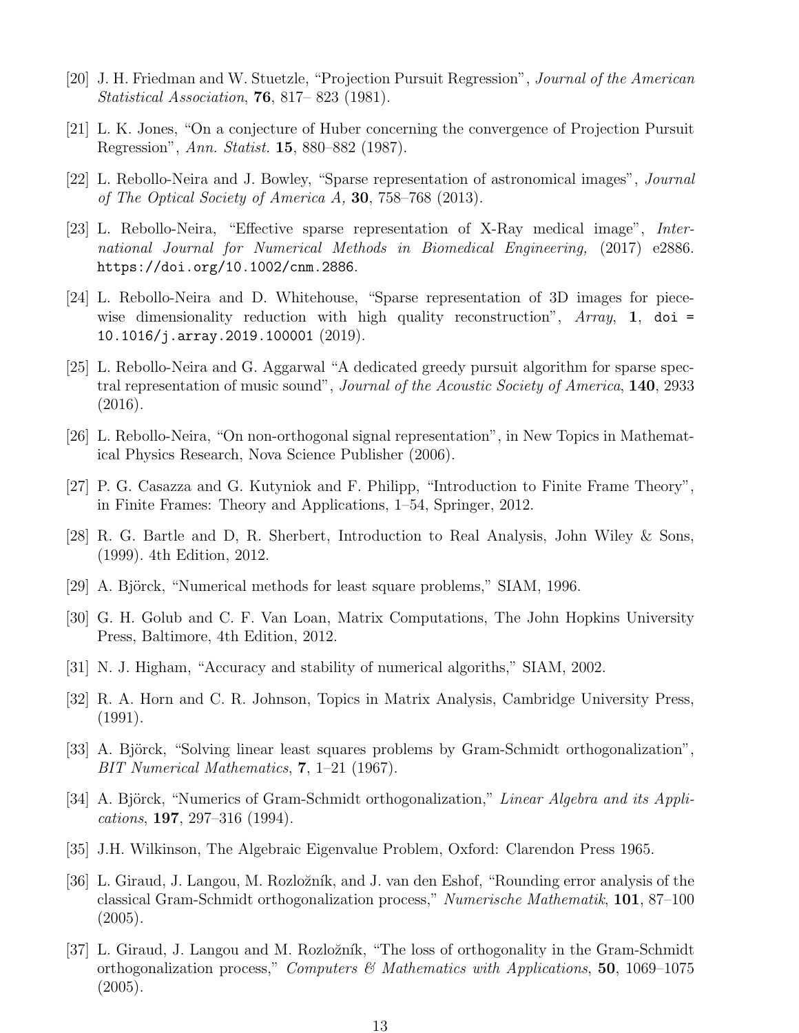[20] J. H. Friedman and W. Stuetzle, "Projection Pursuit Regression", *Journal of the American Statistical Association*, **76**, 817– 823 (1981).

[21] L. K. Jones, "On a conjecture of Huber concerning the convergence of Projection Pursuit Regression", *Ann. Statist.* **15**, 880–882 (1987).

[22] L. Rebollo-Neira and J. Bowley, "Sparse representation of astronomical images", *Journal of The Optical Society of America A,* **30**, 758–768 (2013).

[23] L. Rebollo-Neira, "Effective sparse representation of X-Ray medical image", *International Journal for Numerical Methods in Biomedical Engineering,* (2017) e2886. `https://doi.org/10.1002/cnm.2886`.

[24] L. Rebollo-Neira and D. Whitehouse, "Sparse representation of 3D images for piecewise dimensionality reduction with high quality reconstruction", *Array*, **1**, `doi = 10.1016/j.array.2019.100001` (2019).

[25] L. Rebollo-Neira and G. Aggarwal "A dedicated greedy pursuit algorithm for sparse spectral representation of music sound", *Journal of the Acoustic Society of America*, **140**, 2933 (2016).

[26] L. Rebollo-Neira, "On non-orthogonal signal representation", in New Topics in Mathematical Physics Research, Nova Science Publisher (2006).

[27] P. G. Casazza and G. Kutyniok and F. Philipp, "Introduction to Finite Frame Theory", in Finite Frames: Theory and Applications, 1–54, Springer, 2012.

[28] R. G. Bartle and D, R. Sherbert, Introduction to Real Analysis, John Wiley & Sons, (1999). 4th Edition, 2012.

[29] A. Björck, "Numerical methods for least square problems," SIAM, 1996.

[30] G. H. Golub and C. F. Van Loan, Matrix Computations, The John Hopkins University Press, Baltimore, 4th Edition, 2012.

[31] N. J. Higham, "Accuracy and stability of numerical algoriths," SIAM, 2002.

[32] R. A. Horn and C. R. Johnson, Topics in Matrix Analysis, Cambridge University Press, (1991).

[33] A. Björck, "Solving linear least squares problems by Gram-Schmidt orthogonalization", *BIT Numerical Mathematics*, **7**, 1–21 (1967).

[34] A. Björck, "Numerics of Gram-Schmidt orthogonalization," *Linear Algebra and its Applications*, **197**, 297–316 (1994).

[35] J.H. Wilkinson, The Algebraic Eigenvalue Problem, Oxford: Clarendon Press 1965.

[36] L. Giraud, J. Langou, M. Rozložník, and J. van den Eshof, "Rounding error analysis of the classical Gram-Schmidt orthogonalization process," *Numerische Mathematik*, **101**, 87–100 (2005).

[37] L. Giraud, J. Langou and M. Rozložník, "The loss of orthogonality in the Gram-Schmidt orthogonalization process," *Computers & Mathematics with Applications*, **50**, 1069–1075 (2005).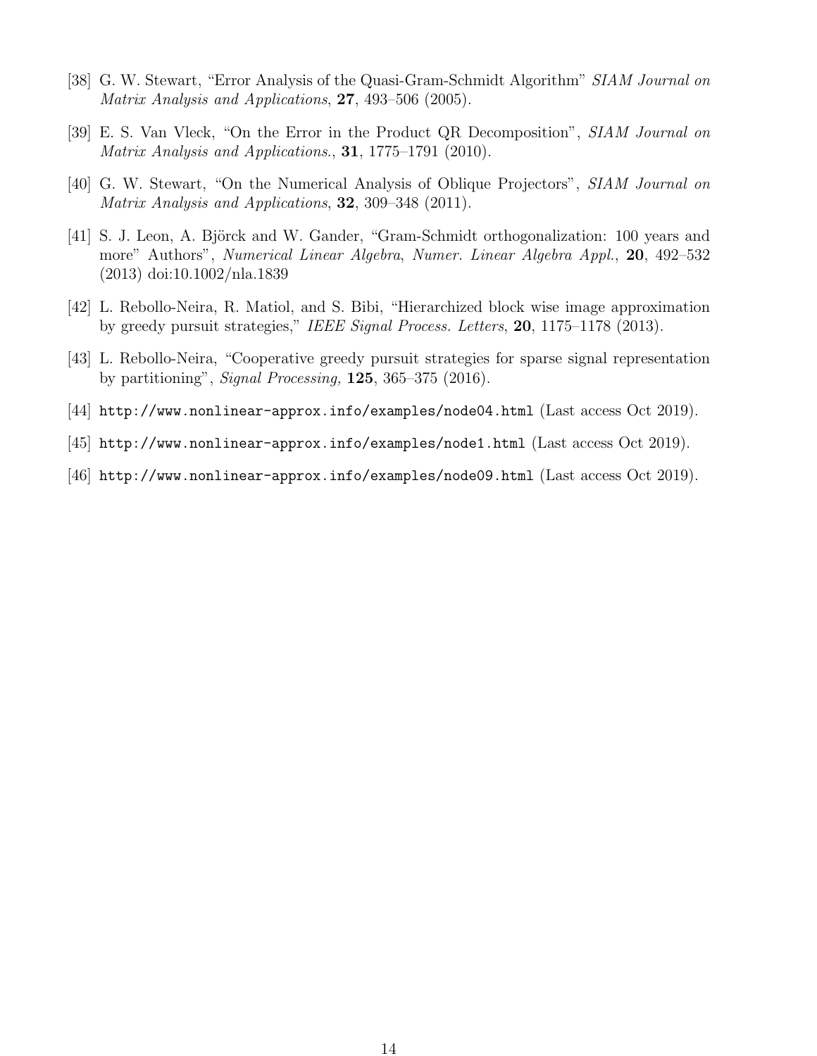[38] G. W. Stewart, "Error Analysis of the Quasi-Gram-Schmidt Algorithm" *SIAM Journal on Matrix Analysis and Applications*, **27**, 493–506 (2005).

[39] E. S. Van Vleck, "On the Error in the Product QR Decomposition", *SIAM Journal on Matrix Analysis and Applications.*, **31**, 1775–1791 (2010).

[40] G. W. Stewart, "On the Numerical Analysis of Oblique Projectors", *SIAM Journal on Matrix Analysis and Applications*, **32**, 309–348 (2011).

[41] S. J. Leon, A. Björck and W. Gander, "Gram-Schmidt orthogonalization: 100 years and more" Authors", *Numerical Linear Algebra, Numer. Linear Algebra Appl.*, **20**, 492–532 (2013) doi:10.1002/nla.1839

[42] L. Rebollo-Neira, R. Matiol, and S. Bibi, "Hierarchized block wise image approximation by greedy pursuit strategies," *IEEE Signal Process. Letters*, **20**, 1175–1178 (2013).

[43] L. Rebollo-Neira, "Cooperative greedy pursuit strategies for sparse signal representation by partitioning", *Signal Processing,* **125**, 365–375 (2016).

[44] `http://www.nonlinear-approx.info/examples/node04.html` (Last access Oct 2019).

[45] `http://www.nonlinear-approx.info/examples/node1.html` (Last access Oct 2019).

[46] `http://www.nonlinear-approx.info/examples/node09.html` (Last access Oct 2019).